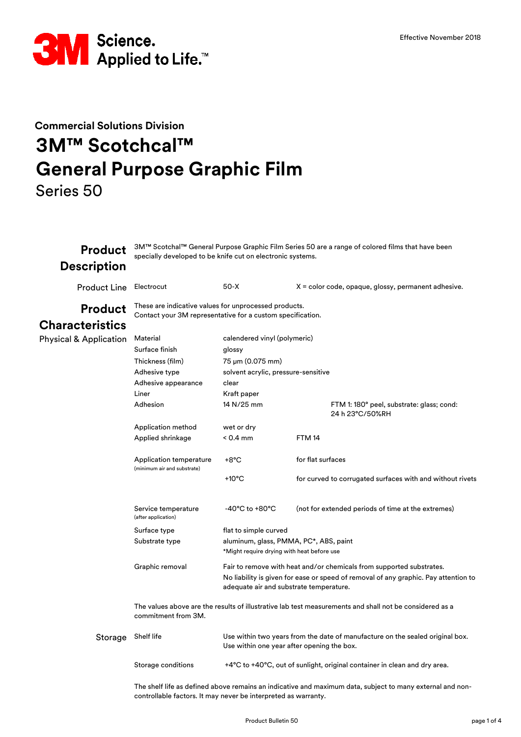Effective November 2018

**3M Science. Applied to Life.™**

## Commercial Solutions Division

# 3M™ Scotchcal™ General Purpose Graphic Film

Series 50

## Product Description

3M™ Scotchcal™ General Purpose Graphic Film Series 50 are a range of colored films that have been specially developed to be knife cut on electronic systems.

| | | | |
|---|---|---|---|
| Product Line | Electrocut | 50-X | X = color code, opaque, glossy, permanent adhesive. |

## Product Characteristics

These are indicative values for unprocessed products.
Contact your 3M representative for a custom specification.

### Physical & Application

| | | |
|---|---|---|
| Material | calendered vinyl (polymeric) | |
| Surface finish | glossy | |
| Thickness (film) | 75 µm (0.075 mm) | |
| Adhesive type | solvent acrylic, pressure-sensitive | |
| Adhesive appearance | clear | |
| Liner | Kraft paper | |
| Adhesion | 14 N/25 mm | FTM 1: 180° peel, substrate: glass; cond: 24 h 23°C/50%RH |
| Application method | wet or dry | |
| Applied shrinkage | < 0.4 mm | FTM 14 |
| Application temperature (minimum air and substrate) | +8°C | for flat surfaces |
| | +10°C | for curved to corrugated surfaces with and without rivets |
| Service temperature (after application) | -40°C to +80°C | (not for extended periods of time at the extremes) |
| Surface type | flat to simple curved | |
| Substrate type | aluminum, glass, PMMA, PC*, ABS, paint<br>*Might require drying with heat before use | |
| Graphic removal | Fair to remove with heat and/or chemicals from supported substrates.<br>No liability is given for ease or speed of removal of any graphic. Pay attention to adequate air and substrate temperature. | |

The values above are the results of illustrative lab test measurements and shall not be considered as a commitment from 3M.

## Storage

| | |
|---|---|
| Shelf life | Use within two years from the date of manufacture on the sealed original box.<br>Use within one year after opening the box. |
| Storage conditions | +4°C to +40°C, out of sunlight, original container in clean and dry area. |

The shelf life as defined above remains an indicative and maximum data, subject to many external and non-controllable factors. It may never be interpreted as warranty.

Product Bulletin 50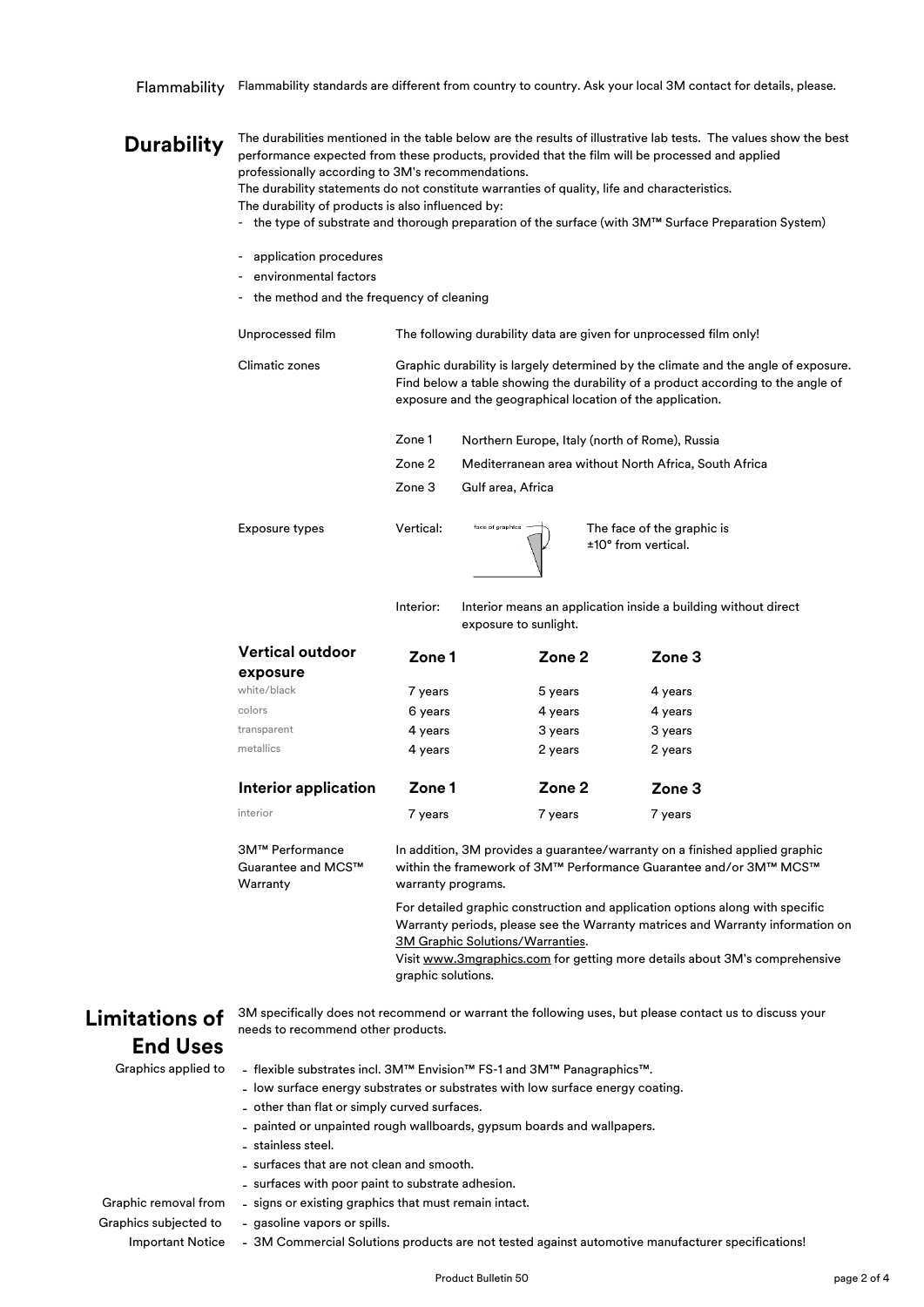Flammability Flammability standards are different from country to country. Ask your local 3M contact for details, please.

## Durability

The durabilities mentioned in the table below are the results of illustrative lab tests. The values show the best performance expected from these products, provided that the film will be processed and applied professionally according to 3M's recommendations.
The durability statements do not constitute warranties of quality, life and characteristics.
The durability of products is also influenced by:

- the type of substrate and thorough preparation of the surface (with 3M™ Surface Preparation System)
- application procedures
- environmental factors
- the method and the frequency of cleaning

Unprocessed film — The following durability data are given for unprocessed film only!

Climatic zones — Graphic durability is largely determined by the climate and the angle of exposure. Find below a table showing the durability of a product according to the angle of exposure and the geographical location of the application.

| | |
|---|---|
| Zone 1 | Northern Europe, Italy (north of Rome), Russia |
| Zone 2 | Mediterranean area without North Africa, South Africa |
| Zone 3 | Gulf area, Africa |

Exposure types

Vertical: The face of the graphic is ±10° from vertical.

Interior: Interior means an application inside a building without direct exposure to sunlight.

| Vertical outdoor exposure | Zone 1 | Zone 2 | Zone 3 |
|---|---|---|---|
| white/black | 7 years | 5 years | 4 years |
| colors | 6 years | 4 years | 4 years |
| transparent | 4 years | 3 years | 3 years |
| metallics | 4 years | 2 years | 2 years |

| Interior application | Zone 1 | Zone 2 | Zone 3 |
|---|---|---|---|
| interior | 7 years | 7 years | 7 years |

3M™ Performance Guarantee and MCS™ Warranty — In addition, 3M provides a guarantee/warranty on a finished applied graphic within the framework of 3M™ Performance Guarantee and/or 3M™ MCS™ warranty programs.

For detailed graphic construction and application options along with specific Warranty periods, please see the Warranty matrices and Warranty information on 3M Graphic Solutions/Warranties.
Visit www.3mgraphics.com for getting more details about 3M's comprehensive graphic solutions.

## Limitations of End Uses

3M specifically does not recommend or warrant the following uses, but please contact us to discuss your needs to recommend other products.

Graphics applied to

- flexible substrates incl. 3M™ Envision™ FS-1 and 3M™ Panagraphics™.
- low surface energy substrates or substrates with low surface energy coating.
- other than flat or simply curved surfaces.
- painted or unpainted rough wallboards, gypsum boards and wallpapers.
- stainless steel.
- surfaces that are not clean and smooth.
- surfaces with poor paint to substrate adhesion.

Graphic removal from

- signs or existing graphics that must remain intact.

Graphics subjected to

- gasoline vapors or spills.

Important Notice

- 3M Commercial Solutions products are not tested against automotive manufacturer specifications!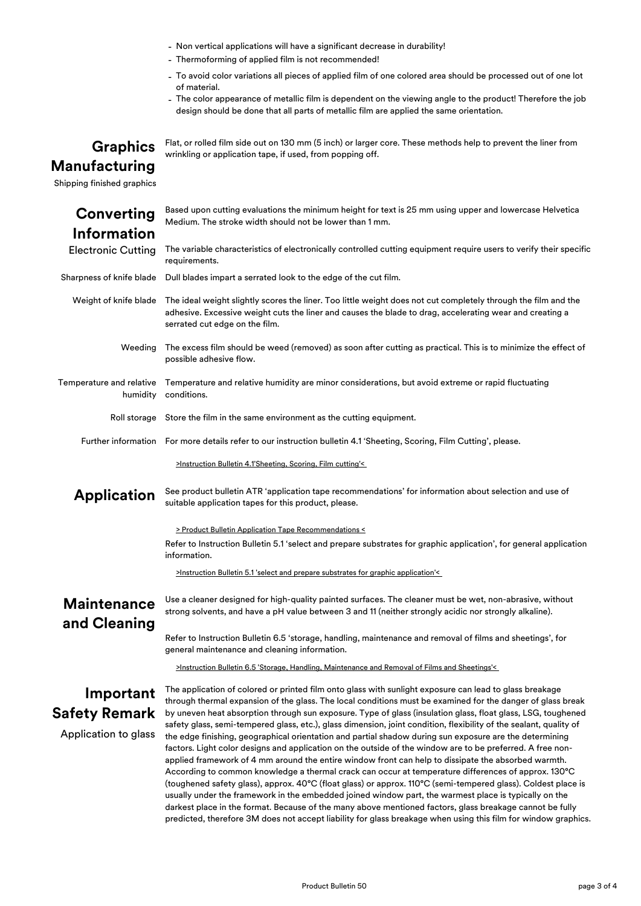- Non vertical applications will have a significant decrease in durability!
- Thermoforming of applied film is not recommended!
- To avoid color variations all pieces of applied film of one colored area should be processed out of one lot of material.
- The color appearance of metallic film is dependent on the viewing angle to the product! Therefore the job design should be done that all parts of metallic film are applied the same orientation.

## Graphics Manufacturing

**Shipping finished graphics**

Flat, or rolled film side out on 130 mm (5 inch) or larger core. These methods help to prevent the liner from wrinkling or application tape, if used, from popping off.

## Converting Information

Based upon cutting evaluations the minimum height for text is 25 mm using upper and lowercase Helvetica Medium. The stroke width should not be lower than 1 mm.

**Electronic Cutting**

The variable characteristics of electronically controlled cutting equipment require users to verify their specific requirements.

**Sharpness of knife blade**

Dull blades impart a serrated look to the edge of the cut film.

**Weight of knife blade**

The ideal weight slightly scores the liner. Too little weight does not cut completely through the film and the adhesive. Excessive weight cuts the liner and causes the blade to drag, accelerating wear and creating a serrated cut edge on the film.

**Weeding**

The excess film should be weed (removed) as soon after cutting as practical. This is to minimize the effect of possible adhesive flow.

**Temperature and relative humidity**

Temperature and relative humidity are minor considerations, but avoid extreme or rapid fluctuating conditions.

**Roll storage**

Store the film in the same environment as the cutting equipment.

**Further information**

For more details refer to our instruction bulletin 4.1 'Sheeting, Scoring, Film Cutting', please.

>Instruction Bulletin 4.1'Sheeting, Scoring, Film cutting'<

## Application

See product bulletin ATR 'application tape recommendations' for information about selection and use of suitable application tapes for this product, please.

> Product Bulletin Application Tape Recommendations <

Refer to Instruction Bulletin 5.1 'select and prepare substrates for graphic application', for general application information.

>Instruction Bulletin 5.1 'select and prepare substrates for graphic application'<

## Maintenance and Cleaning

Use a cleaner designed for high-quality painted surfaces. The cleaner must be wet, non-abrasive, without strong solvents, and have a pH value between 3 and 11 (neither strongly acidic nor strongly alkaline).

Refer to Instruction Bulletin 6.5 'storage, handling, maintenance and removal of films and sheetings', for general maintenance and cleaning information.

>Instruction Bulletin 6.5 'Storage, Handling, Maintenance and Removal of Films and Sheetings'<

## Important Safety Remark

**Application to glass**

The application of colored or printed film onto glass with sunlight exposure can lead to glass breakage through thermal expansion of the glass. The local conditions must be examined for the danger of glass break by uneven heat absorption through sun exposure. Type of glass (insulation glass, float glass, LSG, toughened safety glass, semi-tempered glass, etc.), glass dimension, joint condition, flexibility of the sealant, quality of the edge finishing, geographical orientation and partial shadow during sun exposure are the determining factors. Light color designs and application on the outside of the window are to be preferred. A free non-applied framework of 4 mm around the entire window front can help to dissipate the absorbed warmth. According to common knowledge a thermal crack can occur at temperature differences of approx. 130°C (toughened safety glass), approx. 40°C (float glass) or approx. 110°C (semi-tempered glass). Coldest place is usually under the framework in the embedded joined window part, the warmest place is typically on the darkest place in the format. Because of the many above mentioned factors, glass breakage cannot be fully predicted, therefore 3M does not accept liability for glass breakage when using this film for window graphics.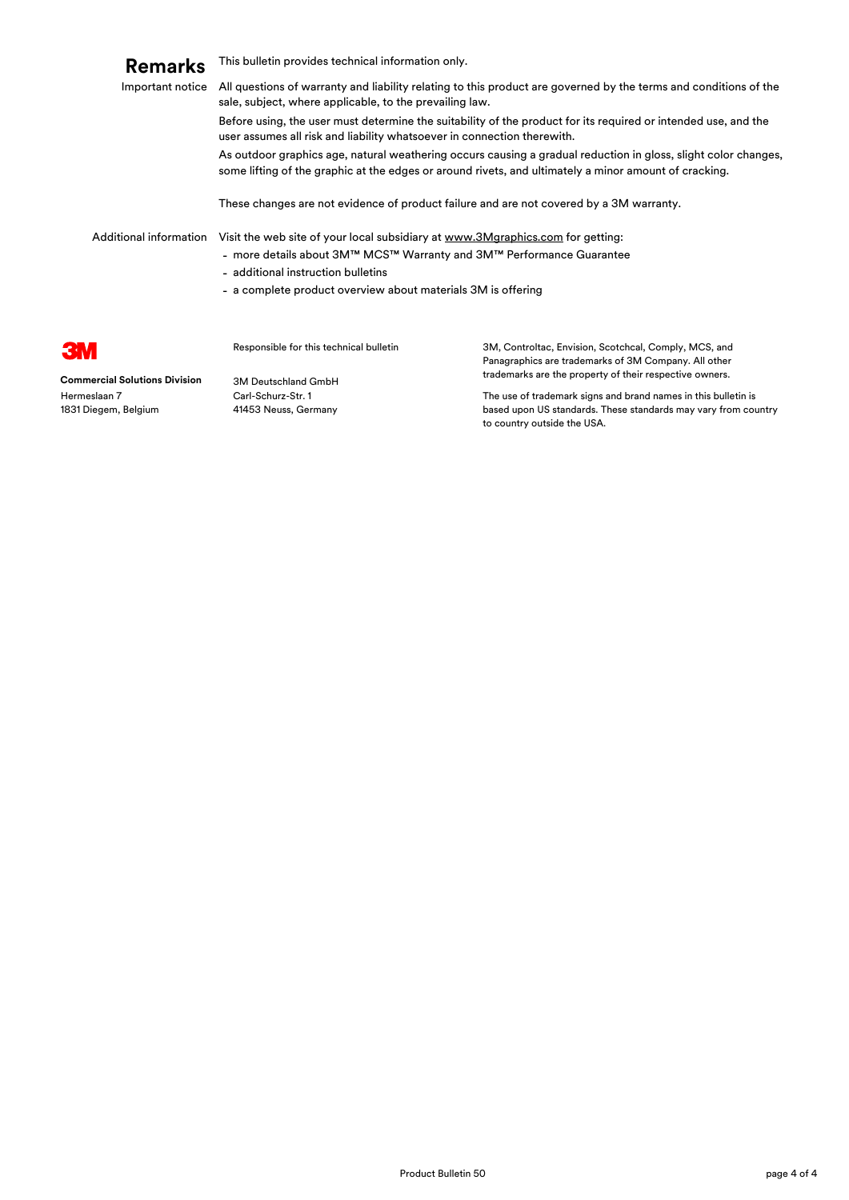# Remarks

This bulletin provides technical information only.

**Important notice**

All questions of warranty and liability relating to this product are governed by the terms and conditions of the sale, subject, where applicable, to the prevailing law.

Before using, the user must determine the suitability of the product for its required or intended use, and the user assumes all risk and liability whatsoever in connection therewith.

As outdoor graphics age, natural weathering occurs causing a gradual reduction in gloss, slight color changes, some lifting of the graphic at the edges or around rivets, and ultimately a minor amount of cracking.

These changes are not evidence of product failure and are not covered by a 3M warranty.

**Additional information**

Visit the web site of your local subsidiary at www.3Mgraphics.com for getting:

- more details about 3M™ MCS™ Warranty and 3M™ Performance Guarantee
- additional instruction bulletins
- a complete product overview about materials 3M is offering

3M

**Commercial Solutions Division**
Hermeslaan 7
1831 Diegem, Belgium

Responsible for this technical bulletin

3M Deutschland GmbH
Carl-Schurz-Str. 1
41453 Neuss, Germany

3M, Controltac, Envision, Scotchcal, Comply, MCS, and Panagraphics are trademarks of 3M Company. All other trademarks are the property of their respective owners.

The use of trademark signs and brand names in this bulletin is based upon US standards. These standards may vary from country to country outside the USA.